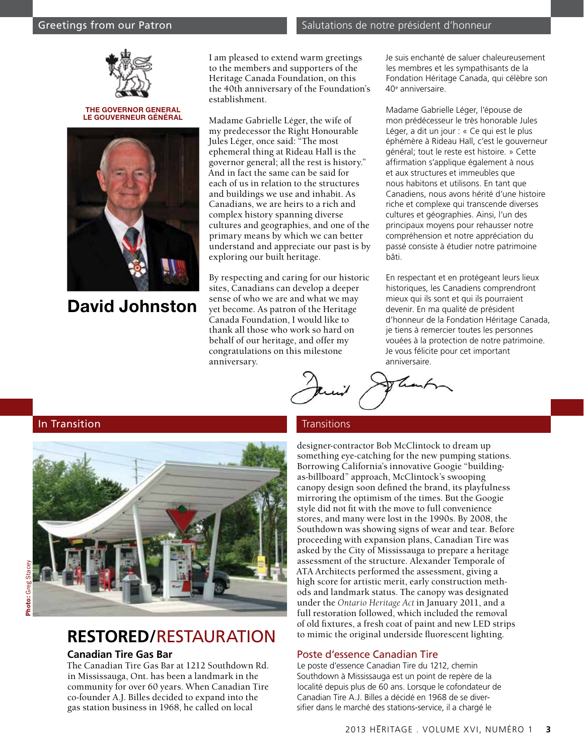## Greetings from our Patron

## Salutations de notre président d'honneur

THE GOVERNOR GENERAL
LE GOUVERNEUR GÉNÉRAL

**David Johnston**

I am pleased to extend warm greetings to the members and supporters of the Heritage Canada Foundation, on this the 40th anniversary of the Foundation's establishment.

Madame Gabrielle Léger, the wife of my predecessor the Right Honourable Jules Léger, once said: "The most ephemeral thing at Rideau Hall is the governor general; all the rest is history." And in fact the same can be said for each of us in relation to the structures and buildings we use and inhabit. As Canadians, we are heirs to a rich and complex history spanning diverse cultures and geographies, and one of the primary means by which we can better understand and appreciate our past is by exploring our built heritage.

By respecting and caring for our historic sites, Canadians can develop a deeper sense of who we are and what we may yet become. As patron of the Heritage Canada Foundation, I would like to thank all those who work so hard on behalf of our heritage, and offer my congratulations on this milestone anniversary.

Je suis enchanté de saluer chaleureusement les membres et les sympathisants de la Fondation Héritage Canada, qui célèbre son 40e anniversaire.

Madame Gabrielle Léger, l'épouse de mon prédécesseur le très honorable Jules Léger, a dit un jour : « Ce qui est le plus éphémère à Rideau Hall, c'est le gouverneur général; tout le reste est histoire. » Cette affirmation s'applique également à nous et aux structures et immeubles que nous habitons et utilisons. En tant que Canadiens, nous avons hérité d'une histoire riche et complexe qui transcende diverses cultures et géographies. Ainsi, l'un des principaux moyens pour rehausser notre compréhension et notre appréciation du passé consiste à étudier notre patrimoine bâti.

En respectant et en protégeant leurs lieux historiques, les Canadiens comprendront mieux qui ils sont et qui ils pourraient devenir. En ma qualité de président d'honneur de la Fondation Héritage Canada, je tiens à remercier toutes les personnes vouées à la protection de notre patrimoine. Je vous félicite pour cet important anniversaire.

## In Transition

## Transitions

Photo: Greg Stacey

# RESTORED/RESTAURATION

### Canadian Tire Gas Bar

The Canadian Tire Gas Bar at 1212 Southdown Rd. in Mississauga, Ont. has been a landmark in the community for over 60 years. When Canadian Tire co-founder A.J. Billes decided to expand into the gas station business in 1968, he called on local designer-contractor Bob McClintock to dream up something eye-catching for the new pumping stations. Borrowing California's innovative Googie "building-as-billboard" approach, McClintock's swooping canopy design soon defined the brand, its playfulness mirroring the optimism of the times. But the Googie style did not fit with the move to full convenience stores, and many were lost in the 1990s. By 2008, the Southdown was showing signs of wear and tear. Before proceeding with expansion plans, Canadian Tire was asked by the City of Mississauga to prepare a heritage assessment of the structure. Alexander Temporale of ATA Architects performed the assessment, giving a high score for artistic merit, early construction methods and landmark status. The canopy was designated under the *Ontario Heritage Act* in January 2011, and a full restoration followed, which included the removal of old fixtures, a fresh coat of paint and new LED strips to mimic the original underside fluorescent lighting.

### Poste d'essence Canadian Tire

Le poste d'essence Canadian Tire du 1212, chemin Southdown à Mississauga est un point de repère de la localité depuis plus de 60 ans. Lorsque le cofondateur de Canadian Tire A.J. Billes a décidé en 1968 de se diversifier dans le marché des stations-service, il a chargé le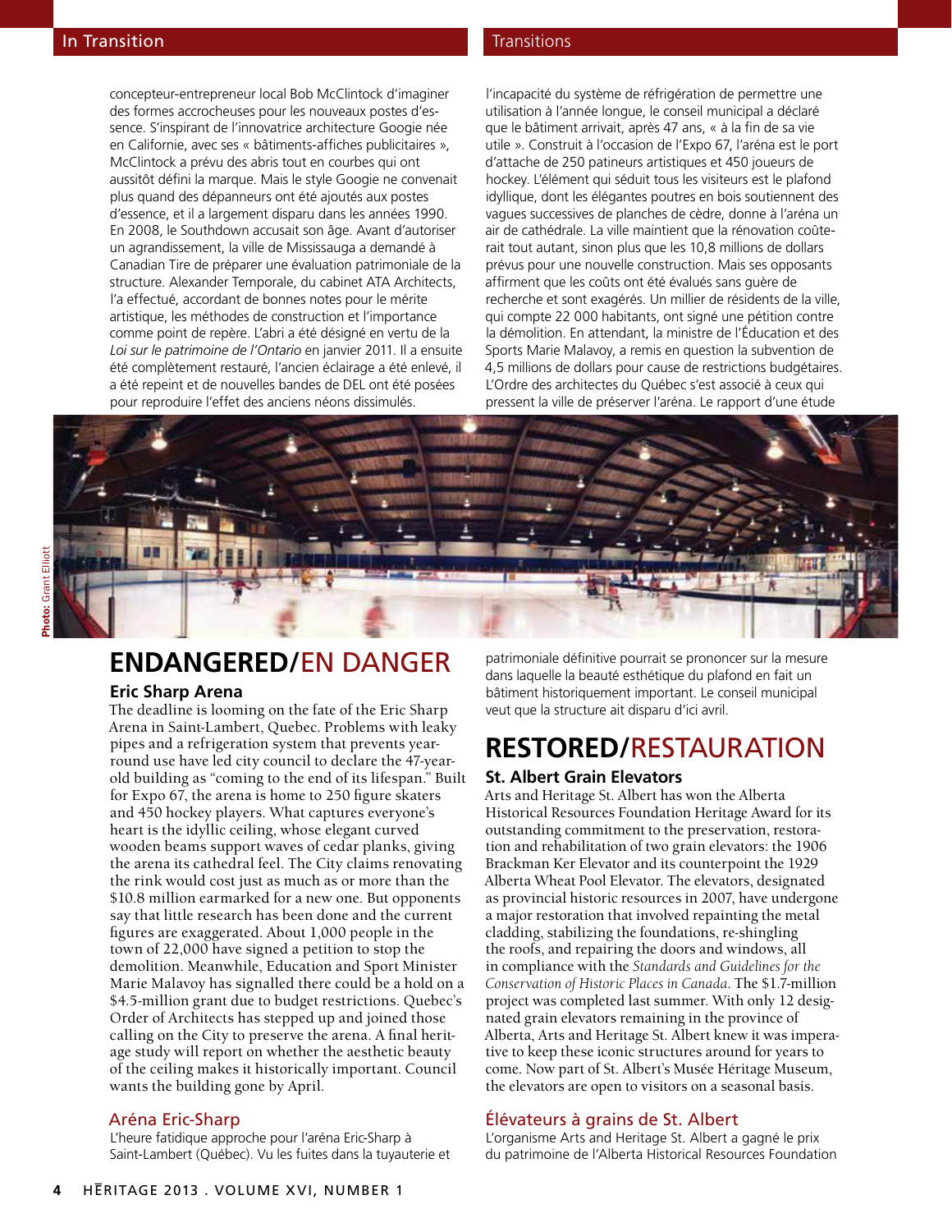concepteur-entrepreneur local Bob McClintock d'imaginer des formes accrocheuses pour les nouveaux postes d'essence. S'inspirant de l'innovatrice architecture Googie née en Californie, avec ses « bâtiments-affiches publicitaires », McClintock a prévu des abris tout en courbes qui ont aussitôt défini la marque. Mais le style Googie ne convenait plus quand des dépanneurs ont été ajoutés aux postes d'essence, et il a largement disparu dans les années 1990. En 2008, le Southdown accusait son âge. Avant d'autoriser un agrandissement, la ville de Mississauga a demandé à Canadian Tire de préparer une évaluation patrimoniale de la structure. Alexander Temporale, du cabinet ATA Architects, l'a effectué, accordant de bonnes notes pour le mérite artistique, les méthodes de construction et l'importance comme point de repère. L'abri a été désigné en vertu de la *Loi sur le patrimoine de l'Ontario* en janvier 2011. Il a ensuite été complètement restauré, l'ancien éclairage a été enlevé, il a été repeint et de nouvelles bandes de DEL ont été posées pour reproduire l'effet des anciens néons dissimulés.

l'incapacité du système de réfrigération de permettre une utilisation à l'année longue, le conseil municipal a déclaré que le bâtiment arrivait, après 47 ans, « à la fin de sa vie utile ». Construit à l'occasion de l'Expo 67, l'aréna est le port d'attache de 250 patineurs artistiques et 450 joueurs de hockey. L'élément qui séduit tous les visiteurs est le plafond idyllique, dont les élégantes poutres en bois soutiennent des vagues successives de planches de cèdre, donne à l'aréna un air de cathédrale. La ville maintient que la rénovation coûterait tout autant, sinon plus que les 10,8 millions de dollars prévus pour une nouvelle construction. Mais ses opposants affirment que les coûts ont été évalués sans guère de recherche et sont exagérés. Un millier de résidents de la ville, qui compte 22 000 habitants, ont signé une pétition contre la démolition. En attendant, la ministre de l'Éducation et des Sports Marie Malavoy, a remis en question la subvention de 4,5 millions de dollars pour cause de restrictions budgétaires. L'Ordre des architectes du Québec s'est associé à ceux qui pressent la ville de préserver l'aréna. Le rapport d'une étude patrimoniale définitive pourrait se prononcer sur la mesure dans laquelle la beauté esthétique du plafond en fait un bâtiment historiquement important. Le conseil municipal veut que la structure ait disparu d'ici avril.

**Photo:** Grant Elliott

# ENDANGERED/EN DANGER

### Eric Sharp Arena

The deadline is looming on the fate of the Eric Sharp Arena in Saint-Lambert, Quebec. Problems with leaky pipes and a refrigeration system that prevents year-round use have led city council to declare the 47-year-old building as "coming to the end of its lifespan." Built for Expo 67, the arena is home to 250 figure skaters and 450 hockey players. What captures everyone's heart is the idyllic ceiling, whose elegant curved wooden beams support waves of cedar planks, giving the arena its cathedral feel. The City claims renovating the rink would cost just as much as or more than the $10.8 million earmarked for a new one. But opponents say that little research has been done and the current figures are exaggerated. About 1,000 people in the town of 22,000 have signed a petition to stop the demolition. Meanwhile, Education and Sport Minister Marie Malavoy has signalled there could be a hold on a $4.5-million grant due to budget restrictions. Quebec's Order of Architects has stepped up and joined those calling on the City to preserve the arena. A final heritage study will report on whether the aesthetic beauty of the ceiling makes it historically important. Council wants the building gone by April.

### Aréna Eric-Sharp

L'heure fatidique approche pour l'aréna Eric-Sharp à Saint-Lambert (Québec). Vu les fuites dans la tuyauterie et

# RESTORED/RESTAURATION

### St. Albert Grain Elevators

Arts and Heritage St. Albert has won the Alberta Historical Resources Foundation Heritage Award for its outstanding commitment to the preservation, restoration and rehabilitation of two grain elevators: the 1906 Brackman Ker Elevator and its counterpoint the 1929 Alberta Wheat Pool Elevator. The elevators, designated as provincial historic resources in 2007, have undergone a major restoration that involved repainting the metal cladding, stabilizing the foundations, re-shingling the roofs, and repairing the doors and windows, all in compliance with the *Standards and Guidelines for the Conservation of Historic Places in Canada*. The $1.7-million project was completed last summer. With only 12 designated grain elevators remaining in the province of Alberta, Arts and Heritage St. Albert knew it was imperative to keep these iconic structures around for years to come. Now part of St. Albert's Musée Héritage Museum, the elevators are open to visitors on a seasonal basis.

### Élévateurs à grains de St. Albert

L'organisme Arts and Heritage St. Albert a gagné le prix du patrimoine de l'Alberta Historical Resources Foundation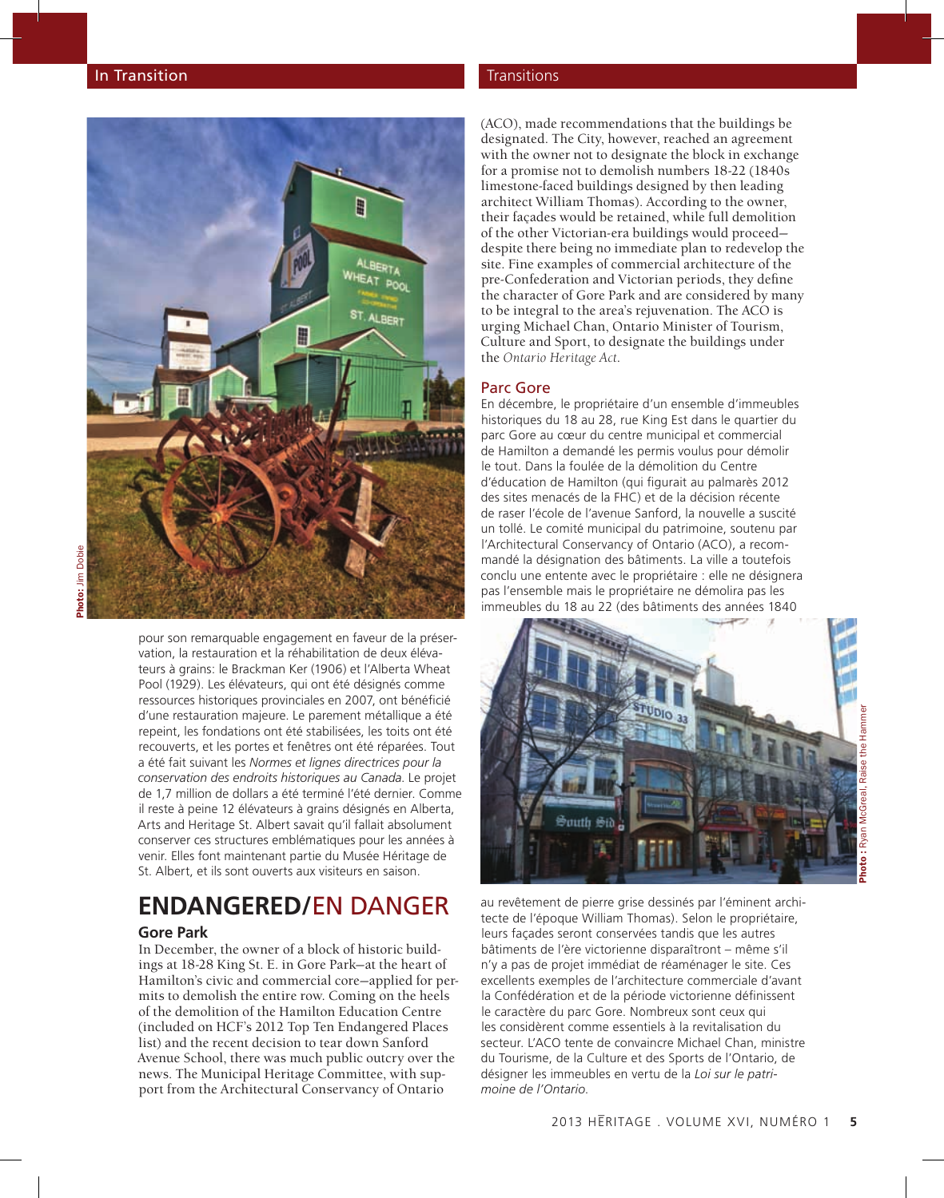Photo: Jim Dobie

pour son remarquable engagement en faveur de la préservation, la restauration et la réhabilitation de deux élévateurs à grains: le Brackman Ker (1906) et l'Alberta Wheat Pool (1929). Les élévateurs, qui ont été désignés comme ressources historiques provinciales en 2007, ont bénéficié d'une restauration majeure. Le parement métallique a été repeint, les fondations ont été stabilisées, les toits ont été recouverts, et les portes et fenêtres ont été réparées. Tout a été fait suivant les *Normes et lignes directrices pour la conservation des endroits historiques au Canada.* Le projet de 1,7 million de dollars a été terminé l'été dernier. Comme il reste à peine 12 élévateurs à grains désignés en Alberta, Arts and Heritage St. Albert savait qu'il fallait absolument conserver ces structures emblématiques pour les années à venir. Elles font maintenant partie du Musée Héritage de St. Albert, et ils sont ouverts aux visiteurs en saison.

## ENDANGERED/EN DANGER

### Gore Park

In December, the owner of a block of historic buildings at 18-28 King St. E. in Gore Park—at the heart of Hamilton's civic and commercial core—applied for permits to demolish the entire row. Coming on the heels of the demolition of the Hamilton Education Centre (included on HCF's 2012 Top Ten Endangered Places list) and the recent decision to tear down Sanford Avenue School, there was much public outcry over the news. The Municipal Heritage Committee, with support from the Architectural Conservancy of Ontario (ACO), made recommendations that the buildings be designated. The City, however, reached an agreement with the owner not to designate the block in exchange for a promise not to demolish numbers 18-22 (1840s limestone-faced buildings designed by then leading architect William Thomas). According to the owner, their façades would be retained, while full demolition of the other Victorian-era buildings would proceed—despite there being no immediate plan to redevelop the site. Fine examples of commercial architecture of the pre-Confederation and Victorian periods, they define the character of Gore Park and are considered by many to be integral to the area's rejuvenation. The ACO is urging Michael Chan, Ontario Minister of Tourism, Culture and Sport, to designate the buildings under the *Ontario Heritage Act*.

### Parc Gore

En décembre, le propriétaire d'un ensemble d'immeubles historiques du 18 au 28, rue King Est dans le quartier du parc Gore au cœur du centre municipal et commercial de Hamilton a demandé les permis voulus pour démolir le tout. Dans la foulée de la démolition du Centre d'éducation de Hamilton (qui figurait au palmarès 2012 des sites menacés de la FHC) et de la décision récente de raser l'école de l'avenue Sanford, la nouvelle a suscité un tollé. Le comité municipal du patrimoine, soutenu par l'Architectural Conservancy of Ontario (ACO), a recommandé la désignation des bâtiments. La ville a toutefois conclu une entente avec le propriétaire : elle ne désignera pas l'ensemble mais le propriétaire ne démolira pas les immeubles du 18 au 22 (des bâtiments des années 1840 au revêtement de pierre grise dessinés par l'éminent architecte de l'époque William Thomas). Selon le propriétaire, leurs façades seront conservées tandis que les autres bâtiments de l'ère victorienne disparaîtront – même s'il n'y a pas de projet immédiat de réaménager le site. Ces excellents exemples de l'architecture commerciale d'avant la Confédération et de la période victorienne définissent le caractère du parc Gore. Nombreux sont ceux qui les considèrent comme essentiels à la revitalisation du secteur. L'ACO tente de convaincre Michael Chan, ministre du Tourisme, de la Culture et des Sports de l'Ontario, de désigner les immeubles en vertu de la *Loi sur le patrimoine de l'Ontario.*

Photo : Ryan McGreal, Raise the Hammer